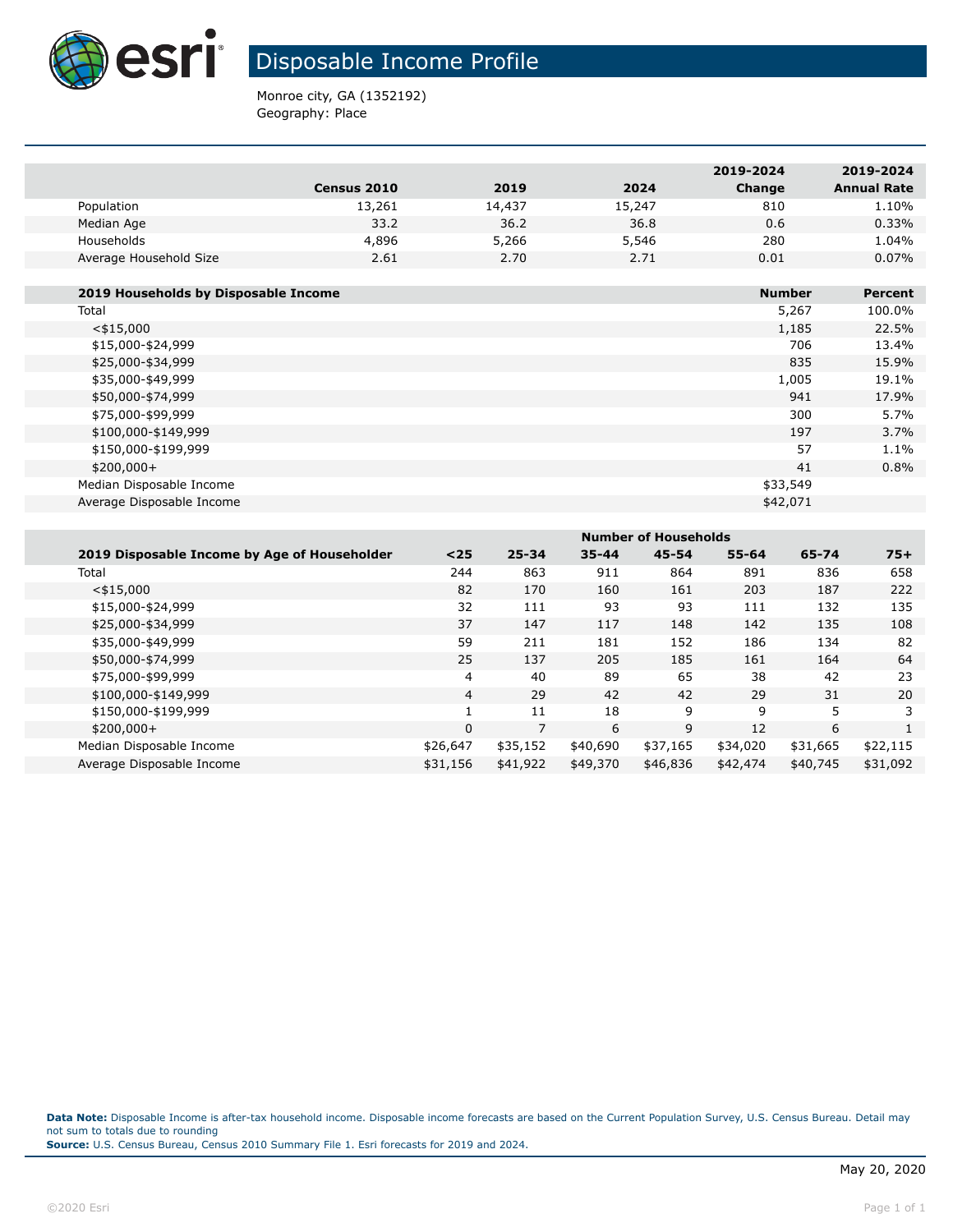# Disposable Income Profile

Monroe city, GA (1352192)
Geography: Place

| | Census 2010 | 2019 | 2024 | 2019-2024 Change | 2019-2024 Annual Rate |
|---|---|---|---|---|---|
| Population | 13,261 | 14,437 | 15,247 | 810 | 1.10% |
| Median Age | 33.2 | 36.2 | 36.8 | 0.6 | 0.33% |
| Households | 4,896 | 5,266 | 5,546 | 280 | 1.04% |
| Average Household Size | 2.61 | 2.70 | 2.71 | 0.01 | 0.07% |

| 2019 Households by Disposable Income | Number | Percent |
|---|---|---|
| Total | 5,267 | 100.0% |
| <$15,000 | 1,185 | 22.5% |
| $15,000-$24,999 | 706 | 13.4% |
| $25,000-$34,999 | 835 | 15.9% |
| $35,000-$49,999 | 1,005 | 19.1% |
| $50,000-$74,999 | 941 | 17.9% |
| $75,000-$99,999 | 300 | 5.7% |
| $100,000-$149,999 | 197 | 3.7% |
| $150,000-$199,999 | 57 | 1.1% |
| $200,000+ | 41 | 0.8% |
| Median Disposable Income | $33,549 | |
| Average Disposable Income | $42,071 | |

| | Number of Households | | | | | | |
|---|---|---|---|---|---|---|---|
| 2019 Disposable Income by Age of Householder | <25 | 25-34 | 35-44 | 45-54 | 55-64 | 65-74 | 75+ |
| Total | 244 | 863 | 911 | 864 | 891 | 836 | 658 |
| <$15,000 | 82 | 170 | 160 | 161 | 203 | 187 | 222 |
| $15,000-$24,999 | 32 | 111 | 93 | 93 | 111 | 132 | 135 |
| $25,000-$34,999 | 37 | 147 | 117 | 148 | 142 | 135 | 108 |
| $35,000-$49,999 | 59 | 211 | 181 | 152 | 186 | 134 | 82 |
| $50,000-$74,999 | 25 | 137 | 205 | 185 | 161 | 164 | 64 |
| $75,000-$99,999 | 4 | 40 | 89 | 65 | 38 | 42 | 23 |
| $100,000-$149,999 | 4 | 29 | 42 | 42 | 29 | 31 | 20 |
| $150,000-$199,999 | 1 | 11 | 18 | 9 | 9 | 5 | 3 |
| $200,000+ | 0 | 7 | 6 | 9 | 12 | 6 | 1 |
| Median Disposable Income | $26,647 | $35,152 | $40,690 | $37,165 | $34,020 | $31,665 | $22,115 |
| Average Disposable Income | $31,156 | $41,922 | $49,370 | $46,836 | $42,474 | $40,745 | $31,092 |

**Data Note:** Disposable Income is after-tax household income. Disposable income forecasts are based on the Current Population Survey, U.S. Census Bureau. Detail may not sum to totals due to rounding
**Source:** U.S. Census Bureau, Census 2010 Summary File 1. Esri forecasts for 2019 and 2024.

May 20, 2020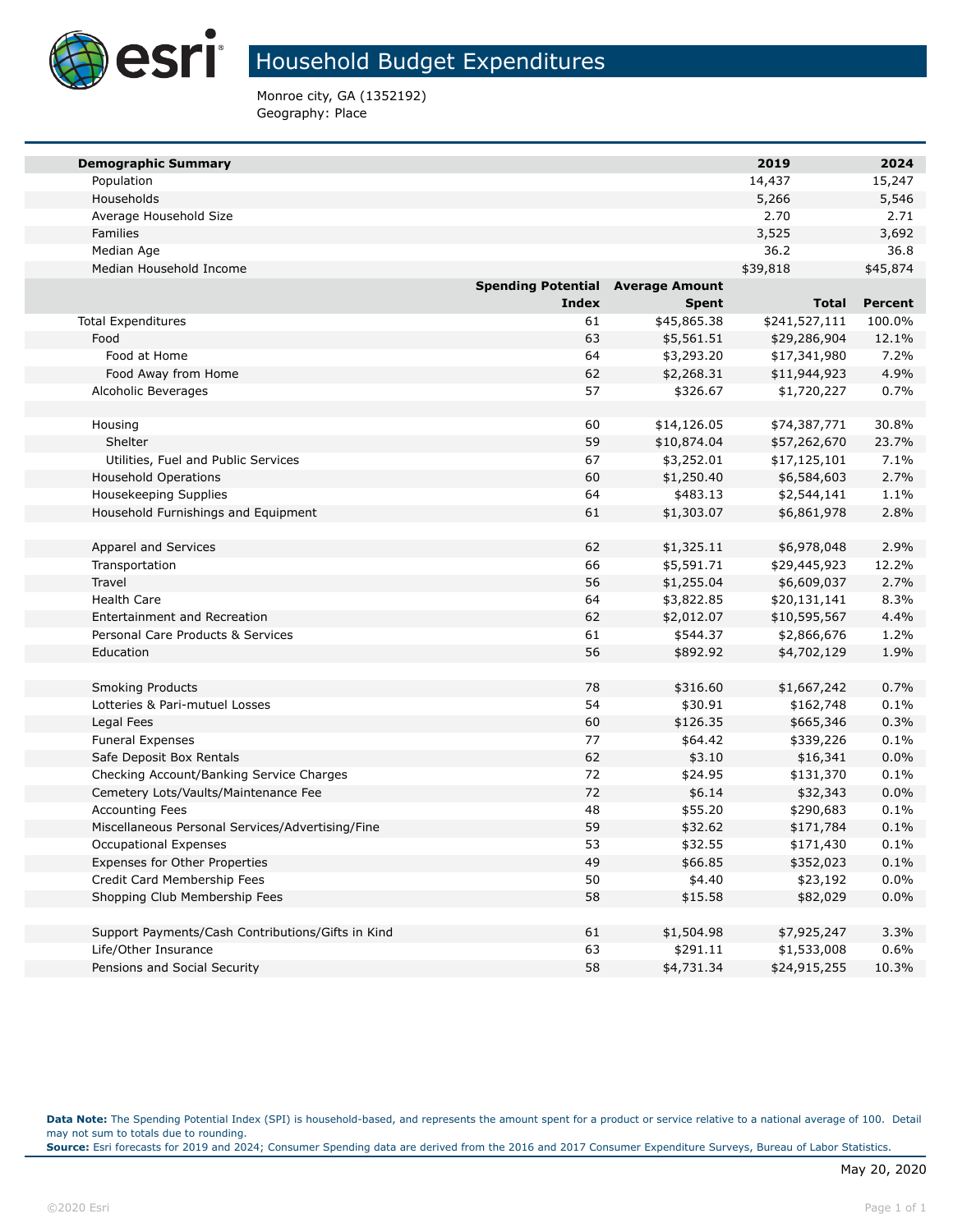# Household Budget Expenditures

Monroe city, GA (1352192)
Geography: Place

| Demographic Summary | | | 2019 | 2024 |
|---|---|---|---|---|
| Population | | | 14,437 | 15,247 |
| Households | | | 5,266 | 5,546 |
| Average Household Size | | | 2.70 | 2.71 |
| Families | | | 3,525 | 3,692 |
| Median Age | | | 36.2 | 36.8 |
| Median Household Income | | | $39,818 | $45,874 |

| | Spending Potential Index | Average Amount Spent | Total | Percent |
|---|---|---|---|---|
| Total Expenditures | 61 | $45,865.38 | $241,527,111 | 100.0% |
| Food | 63 | $5,561.51 | $29,286,904 | 12.1% |
| Food at Home | 64 | $3,293.20 | $17,341,980 | 7.2% |
| Food Away from Home | 62 | $2,268.31 | $11,944,923 | 4.9% |
| Alcoholic Beverages | 57 | $326.67 | $1,720,227 | 0.7% |
| | | | | |
| Housing | 60 | $14,126.05 | $74,387,771 | 30.8% |
| Shelter | 59 | $10,874.04 | $57,262,670 | 23.7% |
| Utilities, Fuel and Public Services | 67 | $3,252.01 | $17,125,101 | 7.1% |
| Household Operations | 60 | $1,250.40 | $6,584,603 | 2.7% |
| Housekeeping Supplies | 64 | $483.13 | $2,544,141 | 1.1% |
| Household Furnishings and Equipment | 61 | $1,303.07 | $6,861,978 | 2.8% |
| | | | | |
| Apparel and Services | 62 | $1,325.11 | $6,978,048 | 2.9% |
| Transportation | 66 | $5,591.71 | $29,445,923 | 12.2% |
| Travel | 56 | $1,255.04 | $6,609,037 | 2.7% |
| Health Care | 64 | $3,822.85 | $20,131,141 | 8.3% |
| Entertainment and Recreation | 62 | $2,012.07 | $10,595,567 | 4.4% |
| Personal Care Products & Services | 61 | $544.37 | $2,866,676 | 1.2% |
| Education | 56 | $892.92 | $4,702,129 | 1.9% |
| | | | | |
| Smoking Products | 78 | $316.60 | $1,667,242 | 0.7% |
| Lotteries & Pari-mutuel Losses | 54 | $30.91 | $162,748 | 0.1% |
| Legal Fees | 60 | $126.35 | $665,346 | 0.3% |
| Funeral Expenses | 77 | $64.42 | $339,226 | 0.1% |
| Safe Deposit Box Rentals | 62 | $3.10 | $16,341 | 0.0% |
| Checking Account/Banking Service Charges | 72 | $24.95 | $131,370 | 0.1% |
| Cemetery Lots/Vaults/Maintenance Fee | 72 | $6.14 | $32,343 | 0.0% |
| Accounting Fees | 48 | $55.20 | $290,683 | 0.1% |
| Miscellaneous Personal Services/Advertising/Fine | 59 | $32.62 | $171,784 | 0.1% |
| Occupational Expenses | 53 | $32.55 | $171,430 | 0.1% |
| Expenses for Other Properties | 49 | $66.85 | $352,023 | 0.1% |
| Credit Card Membership Fees | 50 | $4.40 | $23,192 | 0.0% |
| Shopping Club Membership Fees | 58 | $15.58 | $82,029 | 0.0% |
| | | | | |
| Support Payments/Cash Contributions/Gifts in Kind | 61 | $1,504.98 | $7,925,247 | 3.3% |
| Life/Other Insurance | 63 | $291.11 | $1,533,008 | 0.6% |
| Pensions and Social Security | 58 | $4,731.34 | $24,915,255 | 10.3% |

**Data Note:** The Spending Potential Index (SPI) is household-based, and represents the amount spent for a product or service relative to a national average of 100. Detail may not sum to totals due to rounding.
**Source:** Esri forecasts for 2019 and 2024; Consumer Spending data are derived from the 2016 and 2017 Consumer Expenditure Surveys, Bureau of Labor Statistics.

May 20, 2020

©2020 Esri